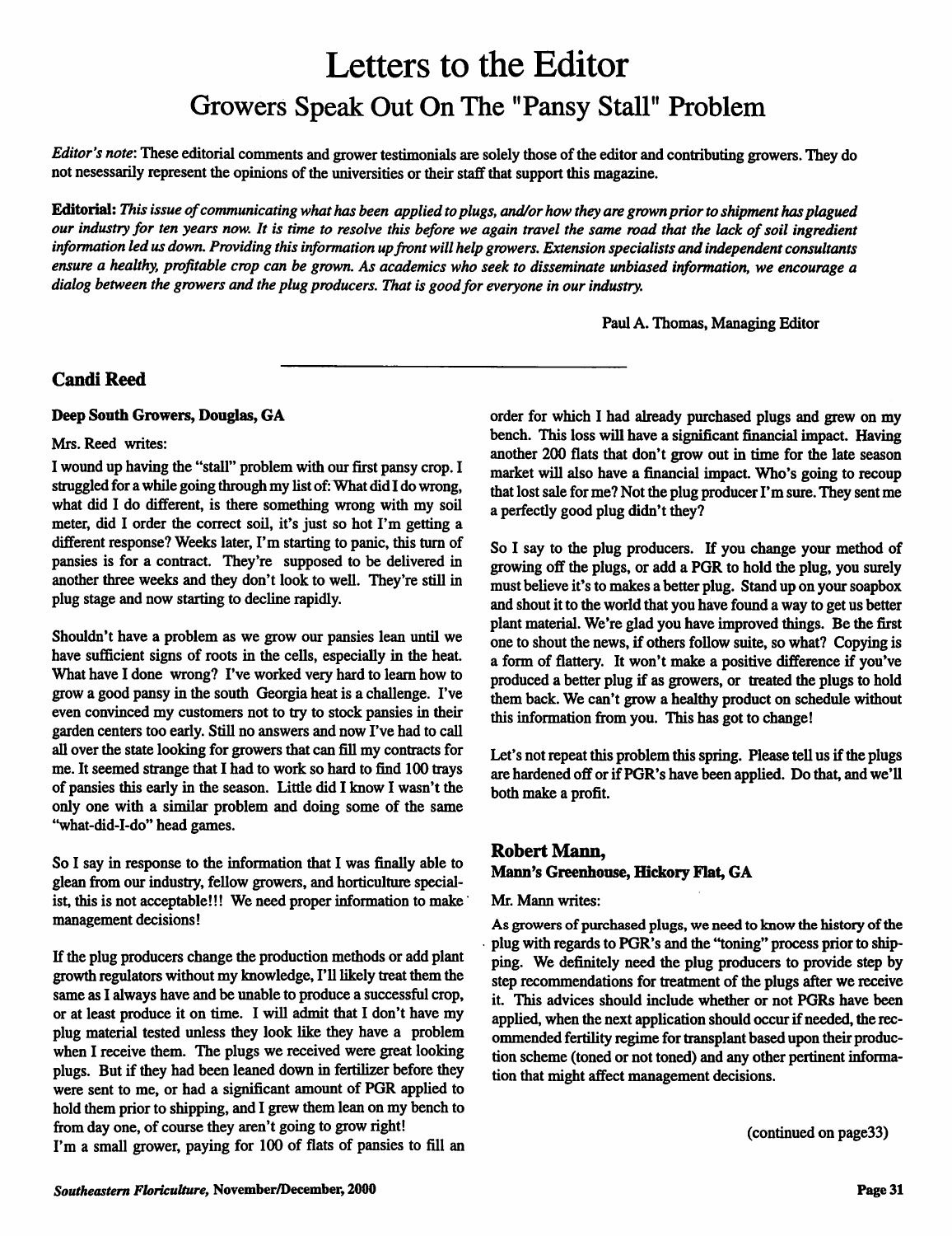# Letters to the Editor

## Growers Speak Out On The "Pansy Stall" Problem

*Editor's note*: These editorial comments and grower testimonials are solely those of the editor and contributing growers. They do not nesessarily represent the opinions of the universities or their staff that support this magazine.

**Editorial:** *This issue of communicating what has been applied to plugs, and/or how they are grown prior to shipment has plagued our industry for ten years now. It is time to resolve this before we again travel the same road that the lack of soil ingredient information led us down. Providing this information up front will help growers. Extension specialists and independent consultants ensure a healthy, profitable crop can be grown. As academics who seek to disseminate unbiased information, we encourage a dialog between the growers and the plug producers. That is good for everyone in our industry.*

Paul A. Thomas, Managing Editor

---

### Candi Reed

**Deep South Growers, Douglas, GA**

Mrs. Reed writes:

I wound up having the "stall" problem with our first pansy crop. I struggled for a while going through my list of: What did I do wrong, what did I do different, is there something wrong with my soil meter, did I order the correct soil, it's just so hot I'm getting a different response? Weeks later, I'm starting to panic, this turn of pansies is for a contract. They're supposed to be delivered in another three weeks and they don't look to well. They're still in plug stage and now starting to decline rapidly.

Shouldn't have a problem as we grow our pansies lean until we have sufficient signs of roots in the cells, especially in the heat. What have I done wrong? I've worked very hard to learn how to grow a good pansy in the south Georgia heat is a challenge. I've even convinced my customers not to try to stock pansies in their garden centers too early. Still no answers and now I've had to call all over the state looking for growers that can fill my contracts for me. It seemed strange that I had to work so hard to find 100 trays of pansies this early in the season. Little did I know I wasn't the only one with a similar problem and doing some of the same "what-did-I-do" head games.

So I say in response to the information that I was finally able to glean from our industry, fellow growers, and horticulture specialist, this is not acceptable!!! We need proper information to make management decisions!

If the plug producers change the production methods or add plant growth regulators without my knowledge, I'll likely treat them the same as I always have and be unable to produce a successful crop, or at least produce it on time. I will admit that I don't have my plug material tested unless they look like they have a problem when I receive them. The plugs we received were great looking plugs. But if they had been leaned down in fertilizer before they were sent to me, or had a significant amount of PGR applied to hold them prior to shipping, and I grew them lean on my bench to from day one, of course they aren't going to grow right!

I'm a small grower, paying for 100 of flats of pansies to fill an order for which I had already purchased plugs and grew on my bench. This loss will have a significant financial impact. Having another 200 flats that don't grow out in time for the late season market will also have a financial impact. Who's going to recoup that lost sale for me? Not the plug producer I'm sure. They sent me a perfectly good plug didn't they?

So I say to the plug producers. If you change your method of growing off the plugs, or add a PGR to hold the plug, you surely must believe it's to makes a better plug. Stand up on your soapbox and shout it to the world that you have found a way to get us better plant material. We're glad you have improved things. Be the first one to shout the news, if others follow suite, so what? Copying is a form of flattery. It won't make a positive difference if you've produced a better plug if as growers, or treated the plugs to hold them back. We can't grow a healthy product on schedule without this information from you. This has got to change!

Let's not repeat this problem this spring. Please tell us if the plugs are hardened off or if PGR's have been applied. Do that, and we'll both make a profit.

### Robert Mann,

**Mann's Greenhouse, Hickory Flat, GA**

Mr. Mann writes:

As growers of purchased plugs, we need to know the history of the plug with regards to PGR's and the "toning" process prior to shipping. We definitely need the plug producers to provide step by step recommendations for treatment of the plugs after we receive it. This advices should include whether or not PGRs have been applied, when the next application should occur if needed, the recommended fertility regime for transplant based upon their production scheme (toned or not toned) and any other pertinent information that might affect management decisions.

(continued on page33)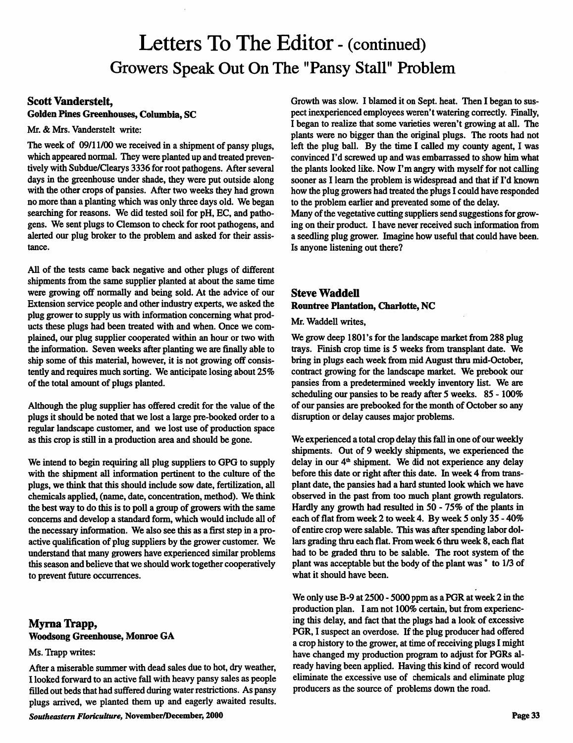# Letters To The Editor - (continued)

## Growers Speak Out On The "Pansy Stall" Problem

### Scott Vanderstelt,

**Golden Pines Greenhouses, Columbia, SC**

Mr. & Mrs. Vanderstelt write:

The week of 09/11/00 we received in a shipment of pansy plugs, which appeared normal. They were planted up and treated preventively with Subdue/Clearys 3336 for root pathogens. After several days in the greenhouse under shade, they were put outside along with the other crops of pansies. After two weeks they had grown no more than a planting which was only three days old. We began searching for reasons. We did tested soil for pH, EC, and pathogens. We sent plugs to Clemson to check for root pathogens, and alerted our plug broker to the problem and asked for their assistance.

All of the tests came back negative and other plugs of different shipments from the same supplier planted at about the same time were growing off normally and being sold. At the advice of our Extension service people and other industry experts, we asked the plug grower to supply us with information concerning what products these plugs had been treated with and when. Once we complained, our plug supplier cooperated within an hour or two with the information. Seven weeks after planting we are finally able to ship some of this material, however, it is not growing off consistently and requires much sorting. We anticipate losing about 25% of the total amount of plugs planted.

Although the plug supplier has offered credit for the value of the plugs it should be noted that we lost a large pre-booked order to a regular landscape customer, and we lost use of production space as this crop is still in a production area and should be gone.

We intend to begin requiring all plug suppliers to GPG to supply with the shipment all information pertinent to the culture of the plugs, we think that this should include sow date, fertilization, all chemicals applied, (name, date, concentration, method). We think the best way to do this is to poll a group of growers with the same concerns and develop a standard form, which would include all of the necessary information. We also see this as a first step in a proactive qualification of plug suppliers by the grower customer. We understand that many growers have experienced similar problems this season and believe that we should work together cooperatively to prevent future occurrences.

### Myrna Trapp,

**Woodsong Greenhouse, Monroe GA**

Ms. Trapp writes:

After a miserable summer with dead sales due to hot, dry weather, I looked forward to an active fall with heavy pansy sales as people filled out beds that had suffered during water restrictions. As pansy plugs arrived, we planted them up and eagerly awaited results. Growth was slow. I blamed it on Sept. heat. Then I began to suspect inexperienced employees weren't watering correctly. Finally, I began to realize that some varieties weren't growing at all. The plants were no bigger than the original plugs. The roots had not left the plug ball. By the time I called my county agent, I was convinced I'd screwed up and was embarrassed to show him what the plants looked like. Now I'm angry with myself for not calling sooner as I learn the problem is widespread and that if I'd known how the plug growers had treated the plugs I could have responded to the problem earlier and prevented some of the delay.

Many of the vegetative cutting suppliers send suggestions for growing on their product. I have never received such information from a seedling plug grower. Imagine how useful that could have been. Is anyone listening out there?

### Steve Waddell

**Rountree Plantation, Charlotte, NC**

Mr. Waddell writes,

We grow deep 1801's for the landscape market from 288 plug trays. Finish crop time is 5 weeks from transplant date. We bring in plugs each week from mid August thru mid-October, contract growing for the landscape market. We prebook our pansies from a predetermined weekly inventory list. We are scheduling our pansies to be ready after 5 weeks. 85 - 100% of our pansies are prebooked for the month of October so any disruption or delay causes major problems.

We experienced a total crop delay this fall in one of our weekly shipments. Out of 9 weekly shipments, we experienced the delay in our 4th shipment. We did not experience any delay before this date or right after this date. In week 4 from transplant date, the pansies had a hard stunted look which we have observed in the past from too much plant growth regulators. Hardly any growth had resulted in 50 - 75% of the plants in each of flat from week 2 to week 4. By week 5 only 35 - 40% of entire crop were salable. This was after spending labor dollars grading thru each flat. From week 6 thru week 8, each flat had to be graded thru to be salable. The root system of the plant was acceptable but the body of the plant was ° to 1/3 of what it should have been.

We only use B-9 at 2500 - 5000 ppm as a PGR at week 2 in the production plan. I am not 100% certain, but from experiencing this delay, and fact that the plugs had a look of excessive PGR, I suspect an overdose. If the plug producer had offered a crop history to the grower, at time of receiving plugs I might have changed my production program to adjust for PGRs already having been applied. Having this kind of record would eliminate the excessive use of chemicals and eliminate plug producers as the source of problems down the road.